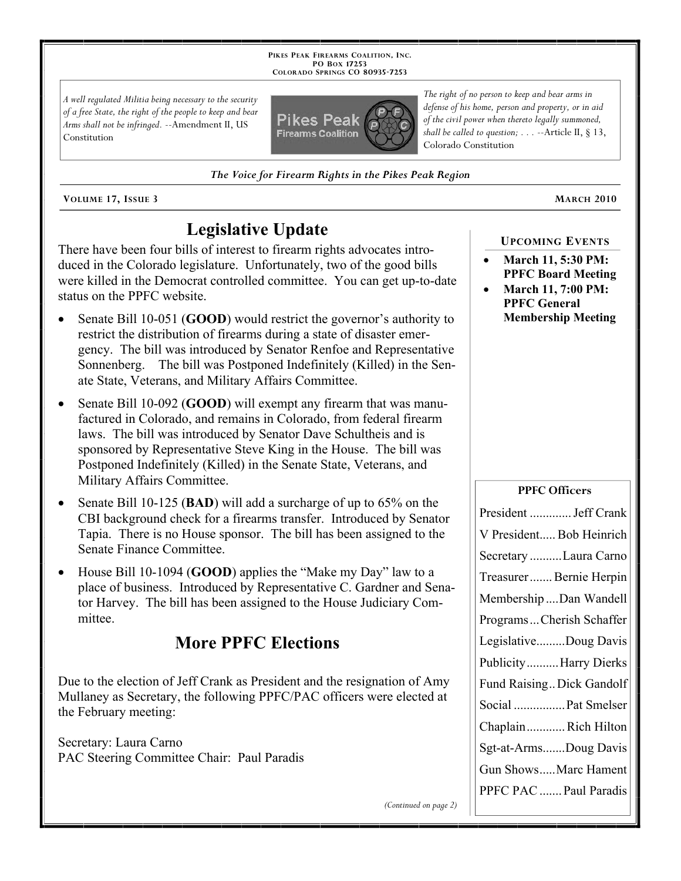PIKES PEAK FIREARMS COALITION, INC.
PO BOX 17253
COLORADO SPRINGS CO 80935-7253

*A well regulated Militia being necessary to the security of a free State, the right of the people to keep and bear Arms shall not be infringed.* --Amendment II, US Constitution

*The right of no person to keep and bear arms in defense of his home, person and property, or in aid of the civil power when thereto legally summoned, shall be called to question; . . .* --Article II, § 13, Colorado Constitution

***The Voice for Firearm Rights in the Pikes Peak Region***

VOLUME 17, ISSUE 3 — MARCH 2010

# Legislative Update

There have been four bills of interest to firearm rights advocates introduced in the Colorado legislature. Unfortunately, two of the good bills were killed in the Democrat controlled committee. You can get up-to-date status on the PPFC website.

- Senate Bill 10-051 (**GOOD**) would restrict the governor's authority to restrict the distribution of firearms during a state of disaster emergency. The bill was introduced by Senator Renfoe and Representative Sonnenberg. The bill was Postponed Indefinitely (Killed) in the Senate State, Veterans, and Military Affairs Committee.
- Senate Bill 10-092 (**GOOD**) will exempt any firearm that was manufactured in Colorado, and remains in Colorado, from federal firearm laws. The bill was introduced by Senator Dave Schultheis and is sponsored by Representative Steve King in the House. The bill was Postponed Indefinitely (Killed) in the Senate State, Veterans, and Military Affairs Committee.
- Senate Bill 10-125 (**BAD**) will add a surcharge of up to 65% on the CBI background check for a firearms transfer. Introduced by Senator Tapia. There is no House sponsor. The bill has been assigned to the Senate Finance Committee.
- House Bill 10-1094 (**GOOD**) applies the "Make my Day" law to a place of business. Introduced by Representative C. Gardner and Senator Harvey. The bill has been assigned to the House Judiciary Committee.

# More PPFC Elections

Due to the election of Jeff Crank as President and the resignation of Amy Mullaney as Secretary, the following PPFC/PAC officers were elected at the February meeting:

Secretary: Laura Carno
PAC Steering Committee Chair: Paul Paradis

*(Continued on page 2)*

## UPCOMING EVENTS

- **March 11, 5:30 PM: PPFC Board Meeting**
- **March 11, 7:00 PM: PPFC General Membership Meeting**

## PPFC Officers

| Office | Name |
|---|---|
| President | Jeff Crank |
| V President | Bob Heinrich |
| Secretary | Laura Carno |
| Treasurer | Bernie Herpin |
| Membership | Dan Wandell |
| Programs | Cherish Schaffer |
| Legislative | Doug Davis |
| Publicity | Harry Dierks |
| Fund Raising | Dick Gandolf |
| Social | Pat Smelser |
| Chaplain | Rich Hilton |
| Sgt-at-Arms | Doug Davis |
| Gun Shows | Marc Hament |
| PPFC PAC | Paul Paradis |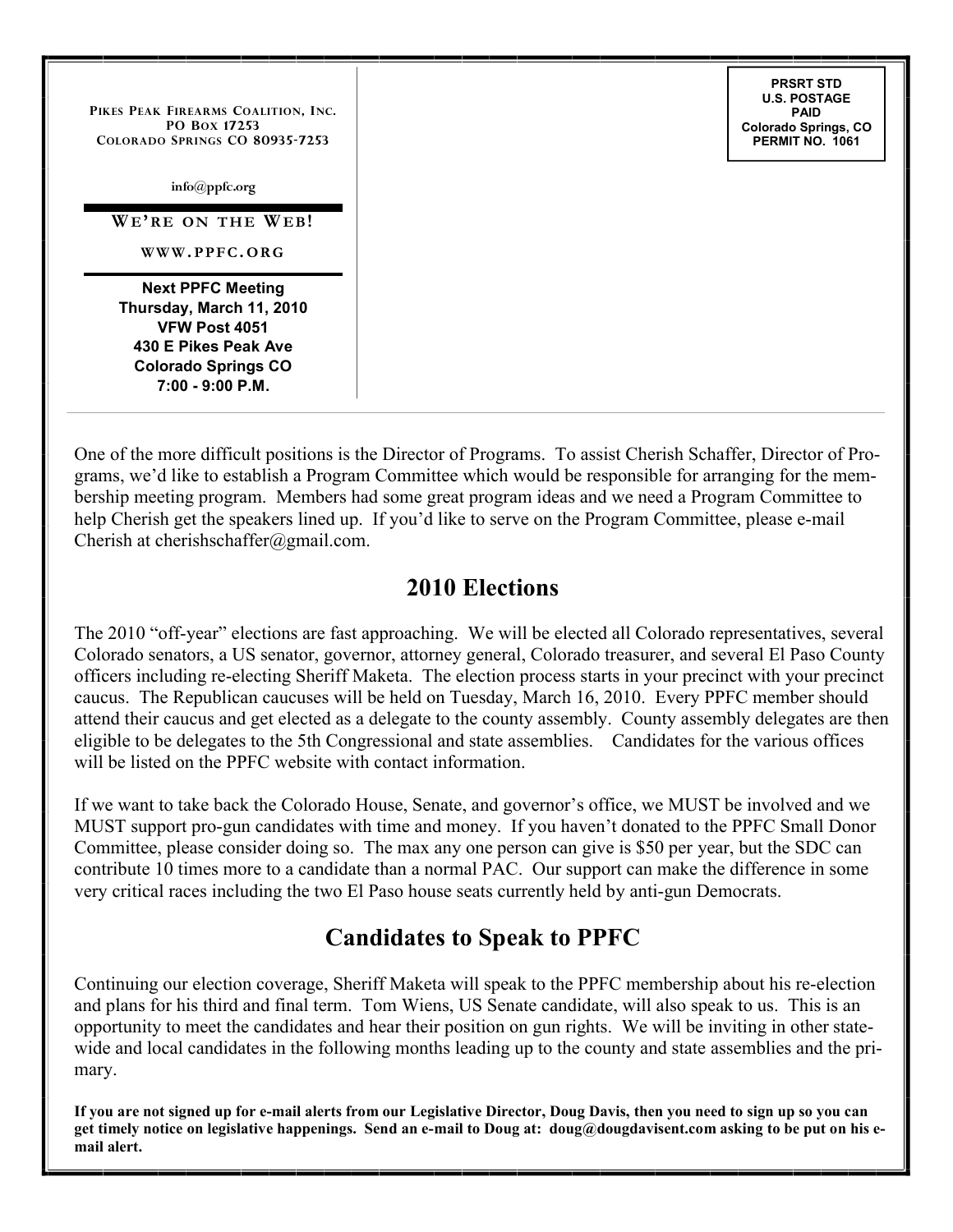**PIKES PEAK FIREARMS COALITION, INC.**
**PO BOX 17253**
**COLORADO SPRINGS CO 80935-7253**

info@ppfc.org

**WE'RE ON THE WEB!**

**WWW.PPFC.ORG**

**Next PPFC Meeting**
**Thursday, March 11, 2010**
**VFW Post 4051**
**430 E Pikes Peak Ave**
**Colorado Springs CO**
**7:00 - 9:00 P.M.**

**PRSRT STD**
**U.S. POSTAGE**
**PAID**
**Colorado Springs, CO**
**PERMIT NO. 1061**

One of the more difficult positions is the Director of Programs. To assist Cherish Schaffer, Director of Programs, we'd like to establish a Program Committee which would be responsible for arranging for the membership meeting program. Members had some great program ideas and we need a Program Committee to help Cherish get the speakers lined up. If you'd like to serve on the Program Committee, please e-mail Cherish at cherishschaffer@gmail.com.

## 2010 Elections

The 2010 "off-year" elections are fast approaching. We will be elected all Colorado representatives, several Colorado senators, a US senator, governor, attorney general, Colorado treasurer, and several El Paso County officers including re-electing Sheriff Maketa. The election process starts in your precinct with your precinct caucus. The Republican caucuses will be held on Tuesday, March 16, 2010. Every PPFC member should attend their caucus and get elected as a delegate to the county assembly. County assembly delegates are then eligible to be delegates to the 5th Congressional and state assemblies. Candidates for the various offices will be listed on the PPFC website with contact information.

If we want to take back the Colorado House, Senate, and governor's office, we MUST be involved and we MUST support pro-gun candidates with time and money. If you haven't donated to the PPFC Small Donor Committee, please consider doing so. The max any one person can give is $50 per year, but the SDC can contribute 10 times more to a candidate than a normal PAC. Our support can make the difference in some very critical races including the two El Paso house seats currently held by anti-gun Democrats.

## Candidates to Speak to PPFC

Continuing our election coverage, Sheriff Maketa will speak to the PPFC membership about his re-election and plans for his third and final term. Tom Wiens, US Senate candidate, will also speak to us. This is an opportunity to meet the candidates and hear their position on gun rights. We will be inviting in other statewide and local candidates in the following months leading up to the county and state assemblies and the primary.

**If you are not signed up for e-mail alerts from our Legislative Director, Doug Davis, then you need to sign up so you can get timely notice on legislative happenings. Send an e-mail to Doug at: doug@dougdavisent.com asking to be put on his e-mail alert.**